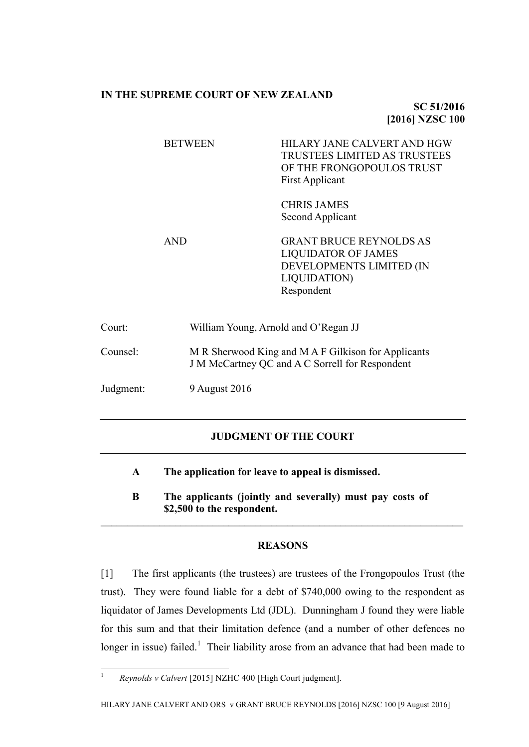**IN THE SUPREME COURT OF NEW ZEALAND**

**SC 51/2016**
**[2016] NZSC 100**

BETWEEN HILARY JANE CALVERT AND HGW TRUSTEES LIMITED AS TRUSTEES OF THE FRONGOPOULOS TRUST
First Applicant

CHRIS JAMES
Second Applicant

AND GRANT BRUCE REYNOLDS AS LIQUIDATOR OF JAMES DEVELOPMENTS LIMITED (IN LIQUIDATION)
Respondent

Court: William Young, Arnold and O'Regan JJ

Counsel: M R Sherwood King and M A F Gilkison for Applicants
J M McCartney QC and A C Sorrell for Respondent

Judgment: 9 August 2016

---

**JUDGMENT OF THE COURT**

---

**A The application for leave to appeal is dismissed.**

**B The applicants (jointly and severally) must pay costs of $2,500 to the respondent.**

---

**REASONS**

[1] The first applicants (the trustees) are trustees of the Frongopoulos Trust (the trust). They were found liable for a debt of $740,000 owing to the respondent as liquidator of James Developments Ltd (JDL). Dunningham J found they were liable for this sum and that their limitation defence (and a number of other defences no longer in issue) failed.[1] Their liability arose from an advance that had been made to

[1] *Reynolds v Calvert* [2015] NZHC 400 [High Court judgment].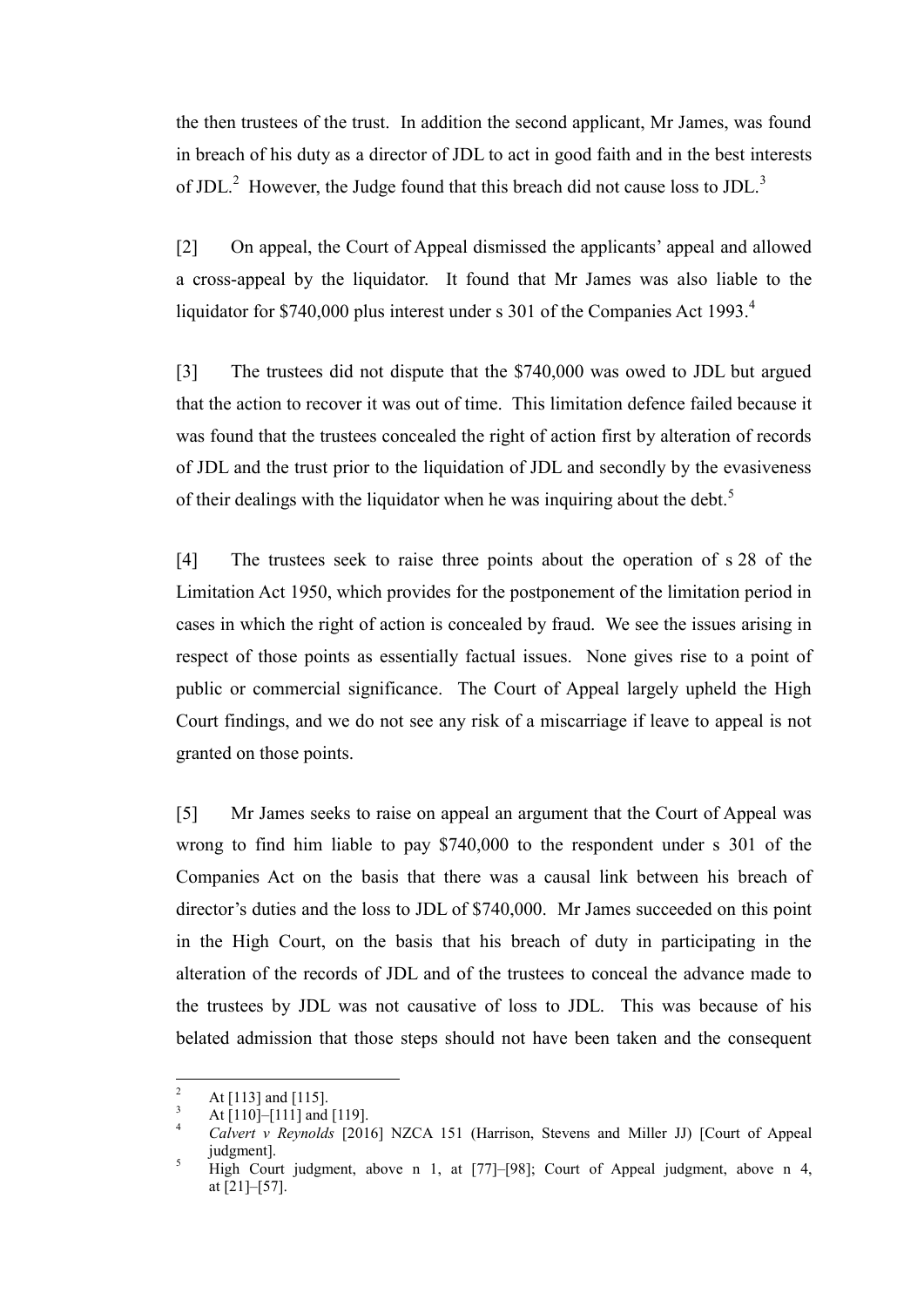the then trustees of the trust. In addition the second applicant, Mr James, was found in breach of his duty as a director of JDL to act in good faith and in the best interests of JDL.[2] However, the Judge found that this breach did not cause loss to JDL.[3]

[2] On appeal, the Court of Appeal dismissed the applicants' appeal and allowed a cross-appeal by the liquidator. It found that Mr James was also liable to the liquidator for $740,000 plus interest under s 301 of the Companies Act 1993.[4]

[3] The trustees did not dispute that the $740,000 was owed to JDL but argued that the action to recover it was out of time. This limitation defence failed because it was found that the trustees concealed the right of action first by alteration of records of JDL and the trust prior to the liquidation of JDL and secondly by the evasiveness of their dealings with the liquidator when he was inquiring about the debt.[5]

[4] The trustees seek to raise three points about the operation of s 28 of the Limitation Act 1950, which provides for the postponement of the limitation period in cases in which the right of action is concealed by fraud. We see the issues arising in respect of those points as essentially factual issues. None gives rise to a point of public or commercial significance. The Court of Appeal largely upheld the High Court findings, and we do not see any risk of a miscarriage if leave to appeal is not granted on those points.

[5] Mr James seeks to raise on appeal an argument that the Court of Appeal was wrong to find him liable to pay $740,000 to the respondent under s 301 of the Companies Act on the basis that there was a causal link between his breach of director's duties and the loss to JDL of $740,000. Mr James succeeded on this point in the High Court, on the basis that his breach of duty in participating in the alteration of the records of JDL and of the trustees to conceal the advance made to the trustees by JDL was not causative of loss to JDL. This was because of his belated admission that those steps should not have been taken and the consequent

---

[2] At [113] and [115].

[3] At [110]–[111] and [119].

[4] *Calvert v Reynolds* [2016] NZCA 151 (Harrison, Stevens and Miller JJ) [Court of Appeal judgment].

[5] High Court judgment, above n 1, at [77]–[98]; Court of Appeal judgment, above n 4, at [21]–[57].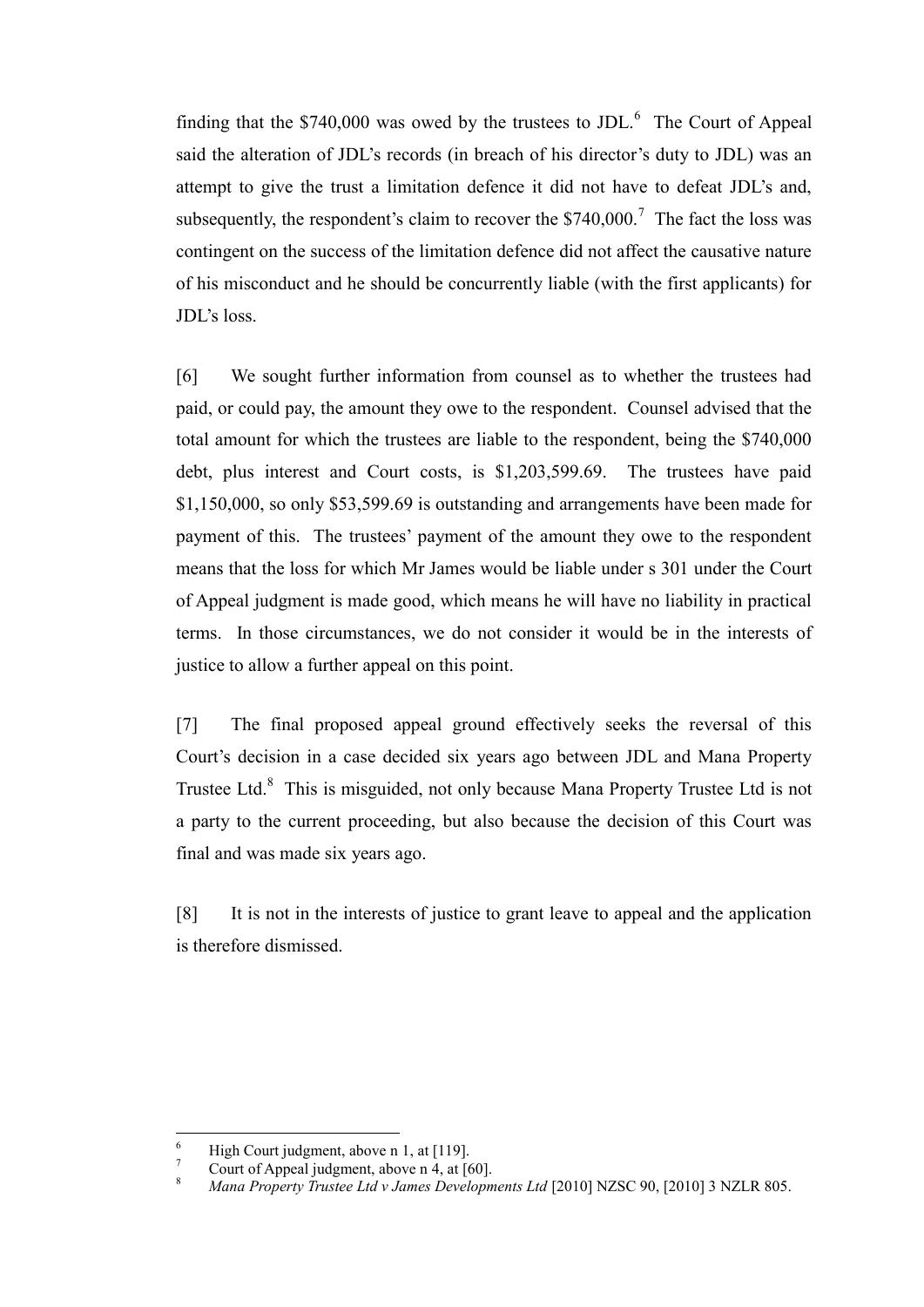finding that the $740,000 was owed by the trustees to JDL.[6] The Court of Appeal said the alteration of JDL's records (in breach of his director's duty to JDL) was an attempt to give the trust a limitation defence it did not have to defeat JDL's and, subsequently, the respondent's claim to recover the $740,000.[7] The fact the loss was contingent on the success of the limitation defence did not affect the causative nature of his misconduct and he should be concurrently liable (with the first applicants) for JDL's loss.

[6] We sought further information from counsel as to whether the trustees had paid, or could pay, the amount they owe to the respondent. Counsel advised that the total amount for which the trustees are liable to the respondent, being the $740,000 debt, plus interest and Court costs, is $1,203,599.69. The trustees have paid $1,150,000, so only $53,599.69 is outstanding and arrangements have been made for payment of this. The trustees' payment of the amount they owe to the respondent means that the loss for which Mr James would be liable under s 301 under the Court of Appeal judgment is made good, which means he will have no liability in practical terms. In those circumstances, we do not consider it would be in the interests of justice to allow a further appeal on this point.

[7] The final proposed appeal ground effectively seeks the reversal of this Court's decision in a case decided six years ago between JDL and Mana Property Trustee Ltd.[8] This is misguided, not only because Mana Property Trustee Ltd is not a party to the current proceeding, but also because the decision of this Court was final and was made six years ago.

[8] It is not in the interests of justice to grant leave to appeal and the application is therefore dismissed.

---

[6] High Court judgment, above n 1, at [119].

[7] Court of Appeal judgment, above n 4, at [60].

[8] *Mana Property Trustee Ltd v James Developments Ltd* [2010] NZSC 90, [2010] 3 NZLR 805.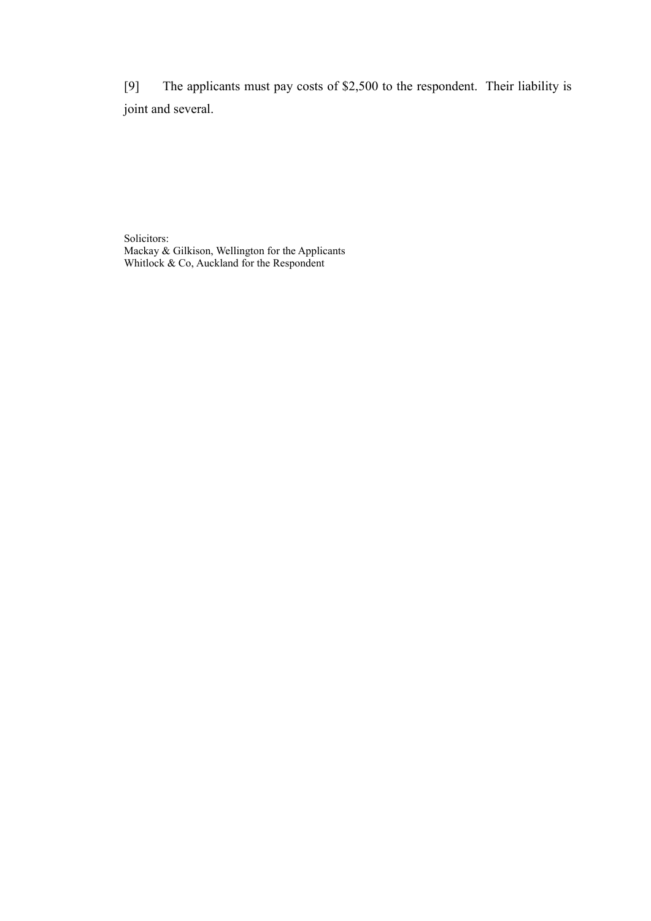[9] The applicants must pay costs of $2,500 to the respondent. Their liability is joint and several.

Solicitors:
Mackay & Gilkison, Wellington for the Applicants
Whitlock & Co, Auckland for the Respondent